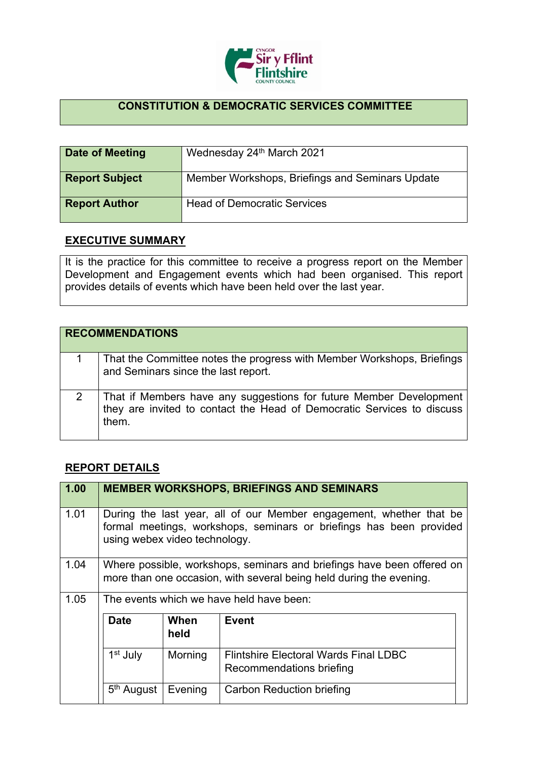**CONSTITUTION & DEMOCRATIC SERVICES COMMITTEE**

| | |
|---|---|
| **Date of Meeting** | Wednesday 24th March 2021 |
| **Report Subject** | Member Workshops, Briefings and Seminars Update |
| **Report Author** | Head of Democratic Services |

## EXECUTIVE SUMMARY

It is the practice for this committee to receive a progress report on the Member Development and Engagement events which had been organised. This report provides details of events which have been held over the last year.

| **RECOMMENDATIONS** | |
|---|---|
| 1 | That the Committee notes the progress with Member Workshops, Briefings and Seminars since the last report. |
| 2 | That if Members have any suggestions for future Member Development they are invited to contact the Head of Democratic Services to discuss them. |

## REPORT DETAILS

| **1.00** | **MEMBER WORKSHOPS, BRIEFINGS AND SEMINARS** |
|---|---|
| 1.01 | During the last year, all of our Member engagement, whether that be formal meetings, workshops, seminars or briefings has been provided using webex video technology. |
| 1.04 | Where possible, workshops, seminars and briefings have been offered on more than one occasion, with several being held during the evening. |
| 1.05 | The events which we have held have been: |

| **Date** | **When held** | **Event** |
|---|---|---|
| 1st July | Morning | Flintshire Electoral Wards Final LDBC Recommendations briefing |
| 5th August | Evening | Carbon Reduction briefing |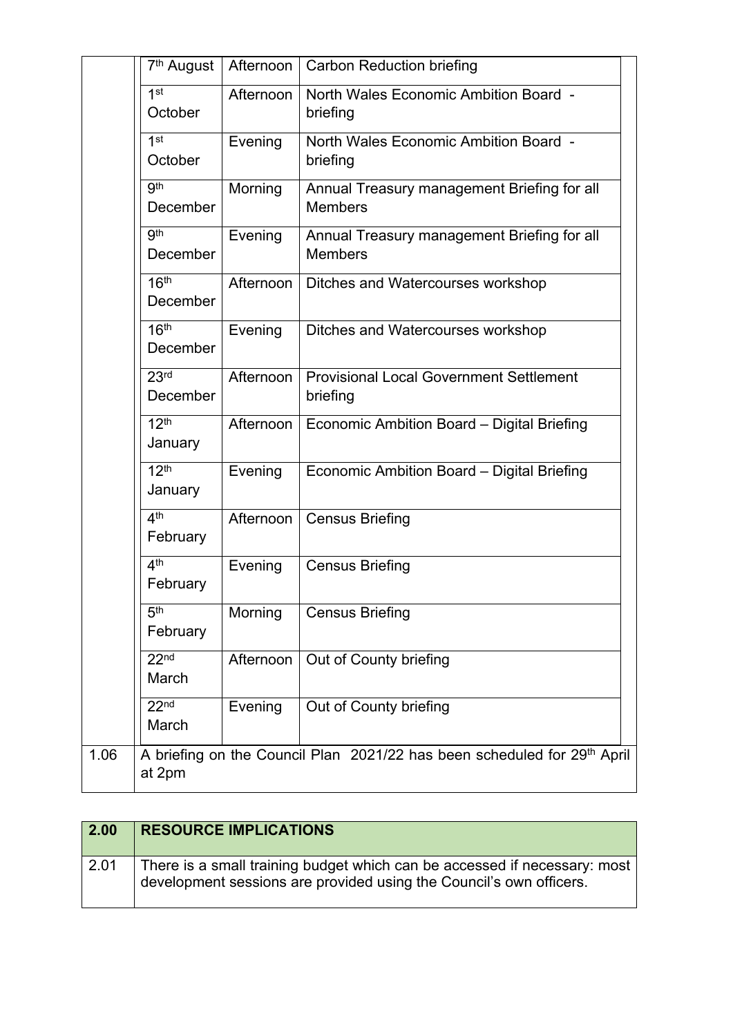| | Date | Time | Briefing |
|---|---|---|---|
| | 7th August | Afternoon | Carbon Reduction briefing |
| | 1st October | Afternoon | North Wales Economic Ambition Board - briefing |
| | 1st October | Evening | North Wales Economic Ambition Board - briefing |
| | 9th December | Morning | Annual Treasury management Briefing for all Members |
| | 9th December | Evening | Annual Treasury management Briefing for all Members |
| | 16th December | Afternoon | Ditches and Watercourses workshop |
| | 16th December | Evening | Ditches and Watercourses workshop |
| | 23rd December | Afternoon | Provisional Local Government Settlement briefing |
| | 12th January | Afternoon | Economic Ambition Board – Digital Briefing |
| | 12th January | Evening | Economic Ambition Board – Digital Briefing |
| | 4th February | Afternoon | Census Briefing |
| | 4th February | Evening | Census Briefing |
| | 5th February | Morning | Census Briefing |
| | 22nd March | Afternoon | Out of County briefing |
| | 22nd March | Evening | Out of County briefing |
| 1.06 | A briefing on the Council Plan 2021/22 has been scheduled for 29th April at 2pm | | |

| 2.00 | RESOURCE IMPLICATIONS |
|---|---|
| 2.01 | There is a small training budget which can be accessed if necessary: most development sessions are provided using the Council's own officers. |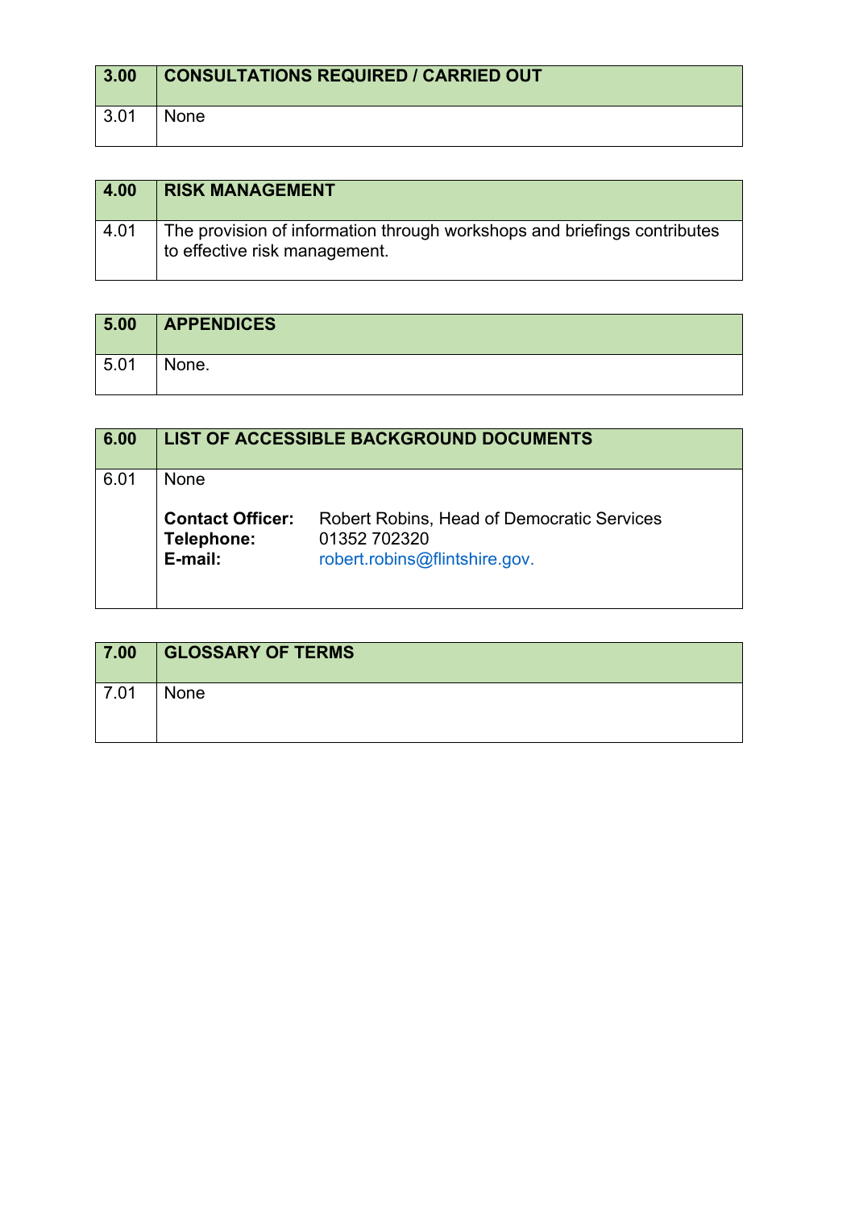| 3.00 | CONSULTATIONS REQUIRED / CARRIED OUT |
|---|---|
| 3.01 | None |

| 4.00 | RISK MANAGEMENT |
|---|---|
| 4.01 | The provision of information through workshops and briefings contributes to effective risk management. |

| 5.00 | APPENDICES |
|---|---|
| 5.01 | None. |

| 6.00 | LIST OF ACCESSIBLE BACKGROUND DOCUMENTS |
|---|---|
| 6.01 | None<br><br>**Contact Officer:** Robert Robins, Head of Democratic Services<br>**Telephone:** 01352 702320<br>**E-mail:** robert.robins@flintshire.gov. |

| 7.00 | GLOSSARY OF TERMS |
|---|---|
| 7.01 | None |